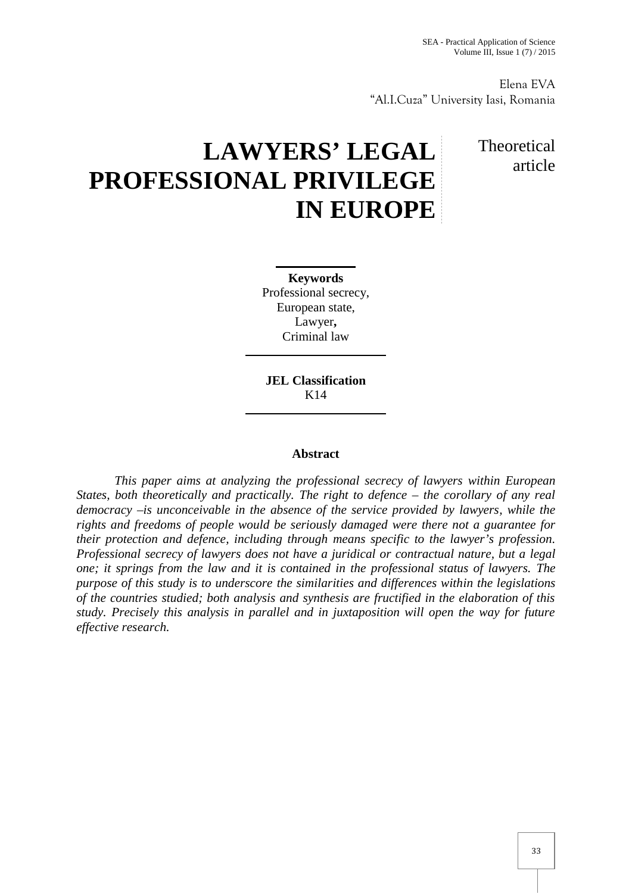Elena EVA
"Al.I.Cuza" University Iasi, Romania

# LAWYERS' LEGAL PROFESSIONAL PRIVILEGE IN EUROPE

Theoretical article

**Keywords**
Professional secrecy,
European state,
Lawyer**,**
Criminal law

**JEL Classification**
K14

**Abstract**

*This paper aims at analyzing the professional secrecy of lawyers within European States, both theoretically and practically. The right to defence – the corollary of any real democracy –is unconceivable in the absence of the service provided by lawyers, while the rights and freedoms of people would be seriously damaged were there not a guarantee for their protection and defence, including through means specific to the lawyer's profession. Professional secrecy of lawyers does not have a juridical or contractual nature, but a legal one; it springs from the law and it is contained in the professional status of lawyers. The purpose of this study is to underscore the similarities and differences within the legislations of the countries studied; both analysis and synthesis are fructified in the elaboration of this study. Precisely this analysis in parallel and in juxtaposition will open the way for future effective research.*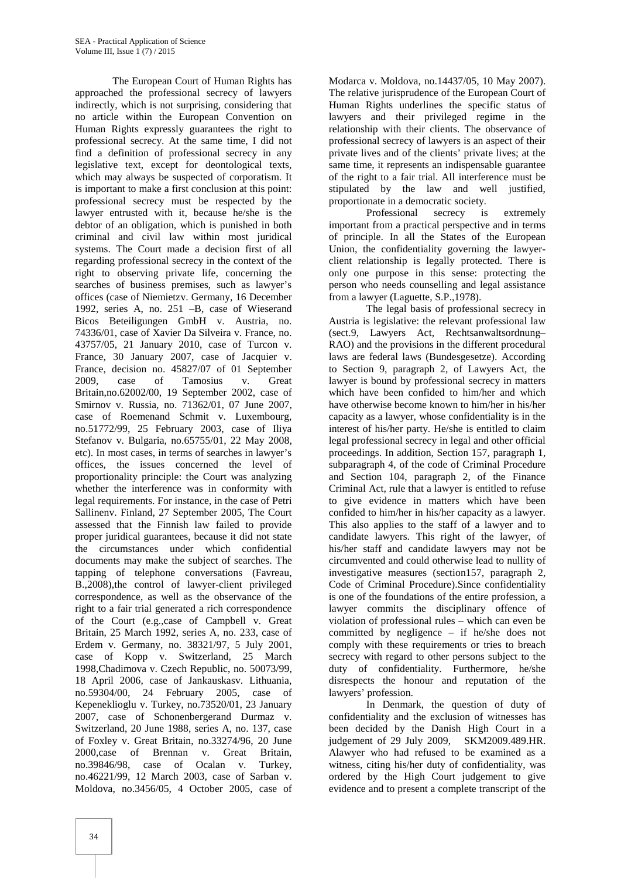The European Court of Human Rights has approached the professional secrecy of lawyers indirectly, which is not surprising, considering that no article within the European Convention on Human Rights expressly guarantees the right to professional secrecy. At the same time, I did not find a definition of professional secrecy in any legislative text, except for deontological texts, which may always be suspected of corporatism. It is important to make a first conclusion at this point: professional secrecy must be respected by the lawyer entrusted with it, because he/she is the debtor of an obligation, which is punished in both criminal and civil law within most juridical systems. The Court made a decision first of all regarding professional secrecy in the context of the right to observing private life, concerning the searches of business premises, such as lawyer's offices (case of Niemietzv. Germany, 16 December 1992, series A, no. 251 –B, case of Wieserand Bicos Beteiligungen GmbH v. Austria, no. 74336/01, case of Xavier Da Silveira v. France, no. 43757/05, 21 January 2010, case of Turcon v. France, 30 January 2007, case of Jacquier v. France, decision no. 45827/07 of 01 September 2009, case of Tamosius v. Great Britain,no.62002/00, 19 September 2002, case of Smirnov v. Russia, no. 71362/01, 07 June 2007, case of Roemenand Schmit v. Luxembourg, no.51772/99, 25 February 2003, case of Iliya Stefanov v. Bulgaria, no.65755/01, 22 May 2008, etc). In most cases, in terms of searches in lawyer's offices, the issues concerned the level of proportionality principle: the Court was analyzing whether the interference was in conformity with legal requirements. For instance, in the case of Petri Sallinenv. Finland, 27 September 2005, The Court assessed that the Finnish law failed to provide proper juridical guarantees, because it did not state the circumstances under which confidential documents may make the subject of searches. The tapping of telephone conversations (Favreau, B.,2008),the control of lawyer-client privileged correspondence, as well as the observance of the right to a fair trial generated a rich correspondence of the Court (e.g.,case of Campbell v. Great Britain, 25 March 1992, series A, no. 233, case of Erdem v. Germany, no. 38321/97, 5 July 2001, case of Kopp v. Switzerland, 25 March 1998,Chadimova v. Czech Republic, no. 50073/99, 18 April 2006, case of Jankauskasv. Lithuania, no.59304/00, 24 February 2005, case of Kepeneklioglu v. Turkey, no.73520/01, 23 January 2007, case of Schonenbergerand Durmaz v. Switzerland, 20 June 1988, series A, no. 137, case of Foxley v. Great Britain, no.33274/96, 20 June 2000,case of Brennan v. Great Britain, no.39846/98, case of Ocalan v. Turkey, no.46221/99, 12 March 2003, case of Sarban v. Moldova, no.3456/05, 4 October 2005, case of Modarca v. Moldova, no.14437/05, 10 May 2007). The relative jurisprudence of the European Court of Human Rights underlines the specific status of lawyers and their privileged regime in the relationship with their clients. The observance of professional secrecy of lawyers is an aspect of their private lives and of the clients' private lives; at the same time, it represents an indispensable guarantee of the right to a fair trial. All interference must be stipulated by the law and well justified, proportionate in a democratic society.

Professional secrecy is extremely important from a practical perspective and in terms of principle. In all the States of the European Union, the confidentiality governing the lawyer-client relationship is legally protected. There is only one purpose in this sense: protecting the person who needs counselling and legal assistance from a lawyer (Laguette, S.P.,1978).

The legal basis of professional secrecy in Austria is legislative: the relevant professional law (sect.9, Lawyers Act, Rechtsanwaltsordnung–RAO) and the provisions in the different procedural laws are federal laws (Bundesgesetze). According to Section 9, paragraph 2, of Lawyers Act, the lawyer is bound by professional secrecy in matters which have been confided to him/her and which have otherwise become known to him/her in his/her capacity as a lawyer, whose confidentiality is in the interest of his/her party. He/she is entitled to claim legal professional secrecy in legal and other official proceedings. In addition, Section 157, paragraph 1, subparagraph 4, of the code of Criminal Procedure and Section 104, paragraph 2, of the Finance Criminal Act, rule that a lawyer is entitled to refuse to give evidence in matters which have been confided to him/her in his/her capacity as a lawyer. This also applies to the staff of a lawyer and to candidate lawyers. This right of the lawyer, of his/her staff and candidate lawyers may not be circumvented and could otherwise lead to nullity of investigative measures (section157, paragraph 2, Code of Criminal Procedure).Since confidentiality is one of the foundations of the entire profession, a lawyer commits the disciplinary offence of violation of professional rules – which can even be committed by negligence – if he/she does not comply with these requirements or tries to breach secrecy with regard to other persons subject to the duty of confidentiality. Furthermore, he/she disrespects the honour and reputation of the lawyers' profession.

In Denmark, the question of duty of confidentiality and the exclusion of witnesses has been decided by the Danish High Court in a judgement of 29 July 2009, SKM2009.489.HR. Alawyer who had refused to be examined as a witness, citing his/her duty of confidentiality, was ordered by the High Court judgement to give evidence and to present a complete transcript of the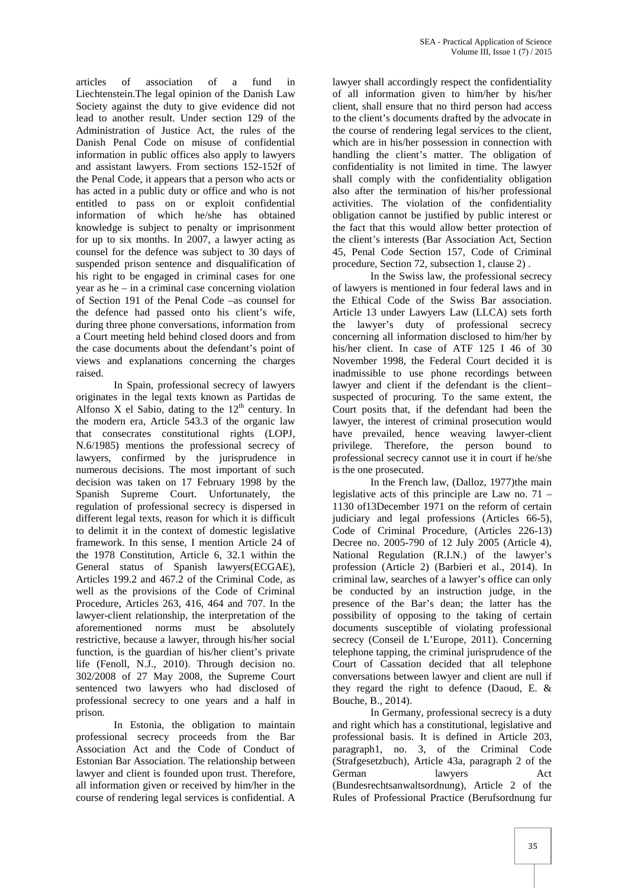articles of association of a fund in Liechtenstein.The legal opinion of the Danish Law Society against the duty to give evidence did not lead to another result. Under section 129 of the Administration of Justice Act, the rules of the Danish Penal Code on misuse of confidential information in public offices also apply to lawyers and assistant lawyers. From sections 152-152f of the Penal Code, it appears that a person who acts or has acted in a public duty or office and who is not entitled to pass on or exploit confidential information of which he/she has obtained knowledge is subject to penalty or imprisonment for up to six months. In 2007, a lawyer acting as counsel for the defence was subject to 30 days of suspended prison sentence and disqualification of his right to be engaged in criminal cases for one year as he – in a criminal case concerning violation of Section 191 of the Penal Code –as counsel for the defence had passed onto his client's wife, during three phone conversations, information from a Court meeting held behind closed doors and from the case documents about the defendant's point of views and explanations concerning the charges raised.

In Spain, professional secrecy of lawyers originates in the legal texts known as Partidas de Alfonso X el Sabio, dating to the 12th century. In the modern era, Article 543.3 of the organic law that consecrates constitutional rights (LOPJ, N.6/1985) mentions the professional secrecy of lawyers, confirmed by the jurisprudence in numerous decisions. The most important of such decision was taken on 17 February 1998 by the Spanish Supreme Court. Unfortunately, the regulation of professional secrecy is dispersed in different legal texts, reason for which it is difficult to delimit it in the context of domestic legislative framework. In this sense, I mention Article 24 of the 1978 Constitution, Article 6, 32.1 within the General status of Spanish lawyers(ECGAE), Articles 199.2 and 467.2 of the Criminal Code, as well as the provisions of the Code of Criminal Procedure, Articles 263, 416, 464 and 707. In the lawyer-client relationship, the interpretation of the aforementioned norms must be absolutely restrictive, because a lawyer, through his/her social function, is the guardian of his/her client's private life (Fenoll, N.J., 2010). Through decision no. 302/2008 of 27 May 2008, the Supreme Court sentenced two lawyers who had disclosed of professional secrecy to one years and a half in prison.

In Estonia, the obligation to maintain professional secrecy proceeds from the Bar Association Act and the Code of Conduct of Estonian Bar Association. The relationship between lawyer and client is founded upon trust. Therefore, all information given or received by him/her in the course of rendering legal services is confidential. A lawyer shall accordingly respect the confidentiality of all information given to him/her by his/her client, shall ensure that no third person had access to the client's documents drafted by the advocate in the course of rendering legal services to the client, which are in his/her possession in connection with handling the client's matter. The obligation of confidentiality is not limited in time. The lawyer shall comply with the confidentiality obligation also after the termination of his/her professional activities. The violation of the confidentiality obligation cannot be justified by public interest or the fact that this would allow better protection of the client's interests (Bar Association Act, Section 45, Penal Code Section 157, Code of Criminal procedure, Section 72, subsection 1, clause 2) .

In the Swiss law, the professional secrecy of lawyers is mentioned in four federal laws and in the Ethical Code of the Swiss Bar association. Article 13 under Lawyers Law (LLCA) sets forth the lawyer's duty of professional secrecy concerning all information disclosed to him/her by his/her client. In case of ATF 125 I 46 of 30 November 1998, the Federal Court decided it is inadmissible to use phone recordings between lawyer and client if the defendant is the client–suspected of procuring. To the same extent, the Court posits that, if the defendant had been the lawyer, the interest of criminal prosecution would have prevailed, hence weaving lawyer-client privilege. Therefore, the person bound to professional secrecy cannot use it in court if he/she is the one prosecuted.

In the French law, (Dalloz, 1977)the main legislative acts of this principle are Law no. 71 – 1130 of13December 1971 on the reform of certain judiciary and legal professions (Articles 66-5), Code of Criminal Procedure, (Articles 226-13) Decree no. 2005-790 of 12 July 2005 (Article 4), National Regulation (R.I.N.) of the lawyer's profession (Article 2) (Barbieri et al., 2014). In criminal law, searches of a lawyer's office can only be conducted by an instruction judge, in the presence of the Bar's dean; the latter has the possibility of opposing to the taking of certain documents susceptible of violating professional secrecy (Conseil de L'Europe, 2011). Concerning telephone tapping, the criminal jurisprudence of the Court of Cassation decided that all telephone conversations between lawyer and client are null if they regard the right to defence (Daoud, E. & Bouche, B., 2014).

In Germany, professional secrecy is a duty and right which has a constitutional, legislative and professional basis. It is defined in Article 203, paragraph1, no. 3, of the Criminal Code (Strafgesetzbuch), Article 43a, paragraph 2 of the German lawyers Act (Bundesrechtsanwaltsordnung), Article 2 of the Rules of Professional Practice (Berufsordnung fur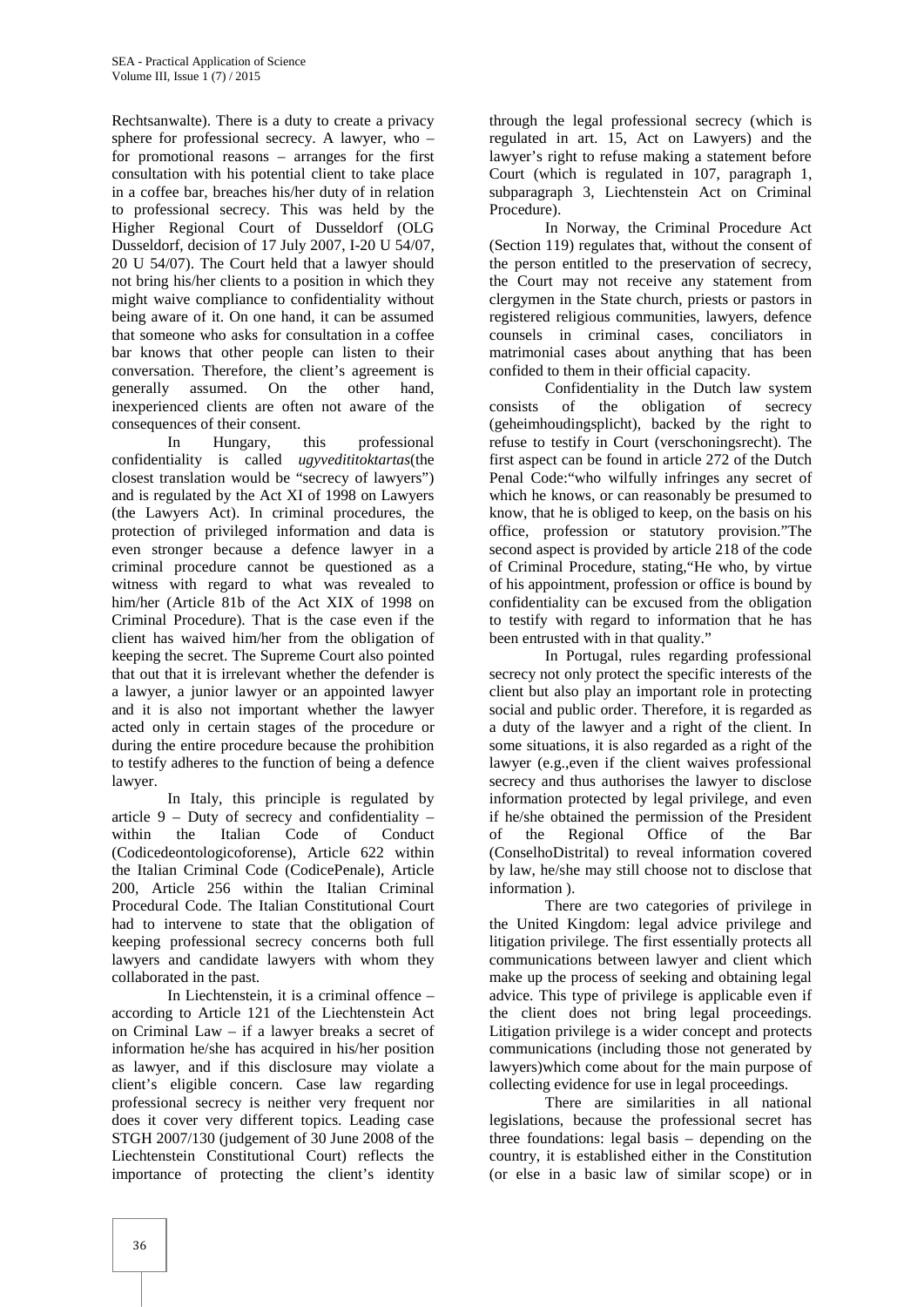Rechtsanwalte). There is a duty to create a privacy sphere for professional secrecy. A lawyer, who – for promotional reasons – arranges for the first consultation with his potential client to take place in a coffee bar, breaches his/her duty of in relation to professional secrecy. This was held by the Higher Regional Court of Dusseldorf (OLG Dusseldorf, decision of 17 July 2007, I-20 U 54/07, 20 U 54/07). The Court held that a lawyer should not bring his/her clients to a position in which they might waive compliance to confidentiality without being aware of it. On one hand, it can be assumed that someone who asks for consultation in a coffee bar knows that other people can listen to their conversation. Therefore, the client's agreement is generally assumed. On the other hand, inexperienced clients are often not aware of the consequences of their consent.

In Hungary, this professional confidentiality is called *ugyvedititoktartas*(the closest translation would be "secrecy of lawyers") and is regulated by the Act XI of 1998 on Lawyers (the Lawyers Act). In criminal procedures, the protection of privileged information and data is even stronger because a defence lawyer in a criminal procedure cannot be questioned as a witness with regard to what was revealed to him/her (Article 81b of the Act XIX of 1998 on Criminal Procedure). That is the case even if the client has waived him/her from the obligation of keeping the secret. The Supreme Court also pointed that out that it is irrelevant whether the defender is a lawyer, a junior lawyer or an appointed lawyer and it is also not important whether the lawyer acted only in certain stages of the procedure or during the entire procedure because the prohibition to testify adheres to the function of being a defence lawyer.

In Italy, this principle is regulated by article 9 – Duty of secrecy and confidentiality – within the Italian Code of Conduct (Codicedeontologicoforense), Article 622 within the Italian Criminal Code (CodicePenale), Article 200, Article 256 within the Italian Criminal Procedural Code. The Italian Constitutional Court had to intervene to state that the obligation of keeping professional secrecy concerns both full lawyers and candidate lawyers with whom they collaborated in the past.

In Liechtenstein, it is a criminal offence – according to Article 121 of the Liechtenstein Act on Criminal Law – if a lawyer breaks a secret of information he/she has acquired in his/her position as lawyer, and if this disclosure may violate a client's eligible concern. Case law regarding professional secrecy is neither very frequent nor does it cover very different topics. Leading case STGH 2007/130 (judgement of 30 June 2008 of the Liechtenstein Constitutional Court) reflects the importance of protecting the client's identity through the legal professional secrecy (which is regulated in art. 15, Act on Lawyers) and the lawyer's right to refuse making a statement before Court (which is regulated in 107, paragraph 1, subparagraph 3, Liechtenstein Act on Criminal Procedure).

In Norway, the Criminal Procedure Act (Section 119) regulates that, without the consent of the person entitled to the preservation of secrecy, the Court may not receive any statement from clergymen in the State church, priests or pastors in registered religious communities, lawyers, defence counsels in criminal cases, conciliators in matrimonial cases about anything that has been confided to them in their official capacity.

Confidentiality in the Dutch law system consists of the obligation of secrecy (geheimhoudingsplicht), backed by the right to refuse to testify in Court (verschoningsrecht). The first aspect can be found in article 272 of the Dutch Penal Code:"who wilfully infringes any secret of which he knows, or can reasonably be presumed to know, that he is obliged to keep, on the basis on his office, profession or statutory provision."The second aspect is provided by article 218 of the code of Criminal Procedure, stating,"He who, by virtue of his appointment, profession or office is bound by confidentiality can be excused from the obligation to testify with regard to information that he has been entrusted with in that quality."

In Portugal, rules regarding professional secrecy not only protect the specific interests of the client but also play an important role in protecting social and public order. Therefore, it is regarded as a duty of the lawyer and a right of the client. In some situations, it is also regarded as a right of the lawyer (e.g.,even if the client waives professional secrecy and thus authorises the lawyer to disclose information protected by legal privilege, and even if he/she obtained the permission of the President of the Regional Office of the Bar (ConselhoDistrital) to reveal information covered by law, he/she may still choose not to disclose that information ).

There are two categories of privilege in the United Kingdom: legal advice privilege and litigation privilege. The first essentially protects all communications between lawyer and client which make up the process of seeking and obtaining legal advice. This type of privilege is applicable even if the client does not bring legal proceedings. Litigation privilege is a wider concept and protects communications (including those not generated by lawyers)which come about for the main purpose of collecting evidence for use in legal proceedings.

There are similarities in all national legislations, because the professional secret has three foundations: legal basis – depending on the country, it is established either in the Constitution (or else in a basic law of similar scope) or in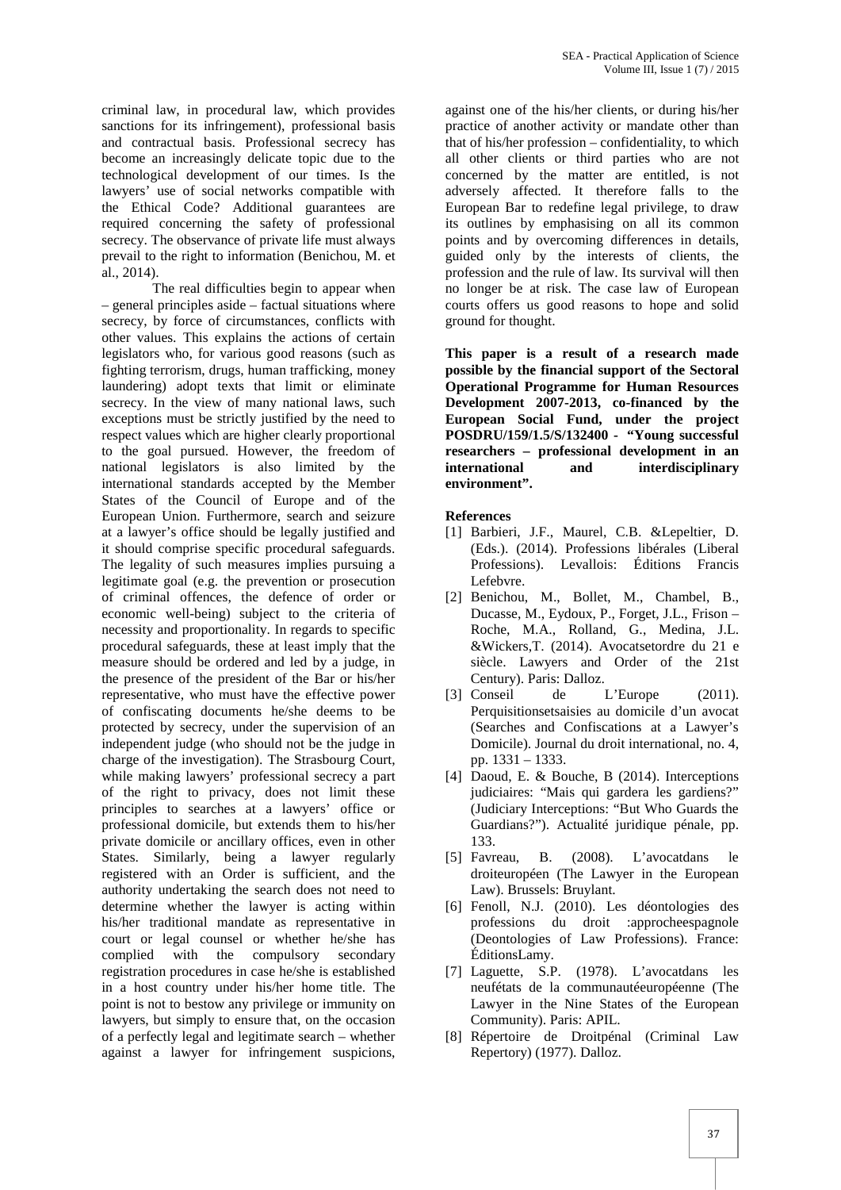criminal law, in procedural law, which provides sanctions for its infringement), professional basis and contractual basis. Professional secrecy has become an increasingly delicate topic due to the technological development of our times. Is the lawyers' use of social networks compatible with the Ethical Code? Additional guarantees are required concerning the safety of professional secrecy. The observance of private life must always prevail to the right to information (Benichou, M. et al., 2014).

The real difficulties begin to appear when – general principles aside – factual situations where secrecy, by force of circumstances, conflicts with other values. This explains the actions of certain legislators who, for various good reasons (such as fighting terrorism, drugs, human trafficking, money laundering) adopt texts that limit or eliminate secrecy. In the view of many national laws, such exceptions must be strictly justified by the need to respect values which are higher clearly proportional to the goal pursued. However, the freedom of national legislators is also limited by the international standards accepted by the Member States of the Council of Europe and of the European Union. Furthermore, search and seizure at a lawyer's office should be legally justified and it should comprise specific procedural safeguards. The legality of such measures implies pursuing a legitimate goal (e.g. the prevention or prosecution of criminal offences, the defence of order or economic well-being) subject to the criteria of necessity and proportionality. In regards to specific procedural safeguards, these at least imply that the measure should be ordered and led by a judge, in the presence of the president of the Bar or his/her representative, who must have the effective power of confiscating documents he/she deems to be protected by secrecy, under the supervision of an independent judge (who should not be the judge in charge of the investigation). The Strasbourg Court, while making lawyers' professional secrecy a part of the right to privacy, does not limit these principles to searches at a lawyers' office or professional domicile, but extends them to his/her private domicile or ancillary offices, even in other States. Similarly, being a lawyer regularly registered with an Order is sufficient, and the authority undertaking the search does not need to determine whether the lawyer is acting within his/her traditional mandate as representative in court or legal counsel or whether he/she has complied with the compulsory secondary registration procedures in case he/she is established in a host country under his/her home title. The point is not to bestow any privilege or immunity on lawyers, but simply to ensure that, on the occasion of a perfectly legal and legitimate search – whether against a lawyer for infringement suspicions, against one of the his/her clients, or during his/her practice of another activity or mandate other than that of his/her profession – confidentiality, to which all other clients or third parties who are not concerned by the matter are entitled, is not adversely affected. It therefore falls to the European Bar to redefine legal privilege, to draw its outlines by emphasising on all its common points and by overcoming differences in details, guided only by the interests of clients, the profession and the rule of law. Its survival will then no longer be at risk. The case law of European courts offers us good reasons to hope and solid ground for thought.

**This paper is a result of a research made possible by the financial support of the Sectoral Operational Programme for Human Resources Development 2007-2013, co-financed by the European Social Fund, under the project POSDRU/159/1.5/S/132400 - "Young successful researchers – professional development in an international and interdisciplinary environment".**

**References**

[1] Barbieri, J.F., Maurel, C.B. &Lepeltier, D. (Eds.). (2014). Professions libérales (Liberal Professions). Levallois: Éditions Francis Lefebvre.

[2] Benichou, M., Bollet, M., Chambel, B., Ducasse, M., Eydoux, P., Forget, J.L., Frison – Roche, M.A., Rolland, G., Medina, J.L. &Wickers,T. (2014). Avocatsetordre du 21 e siècle. Lawyers and Order of the 21st Century). Paris: Dalloz.

[3] Conseil de L'Europe (2011). Perquisitionsetsaisies au domicile d'un avocat (Searches and Confiscations at a Lawyer's Domicile). Journal du droit international, no. 4, pp. 1331 – 1333.

[4] Daoud, E. & Bouche, B (2014). Interceptions judiciaires: "Mais qui gardera les gardiens?" (Judiciary Interceptions: "But Who Guards the Guardians?"). Actualité juridique pénale, pp. 133.

[5] Favreau, B. (2008). L'avocatdans le droiteuropéen (The Lawyer in the European Law). Brussels: Bruylant.

[6] Fenoll, N.J. (2010). Les déontologies des professions du droit :approcheespagnole (Deontologies of Law Professions). France: ÉditionsLamy.

[7] Laguette, S.P. (1978). L'avocatdans les neufétats de la communautéeuropéenne (The Lawyer in the Nine States of the European Community). Paris: APIL.

[8] Répertoire de Droitpénal (Criminal Law Repertory) (1977). Dalloz.